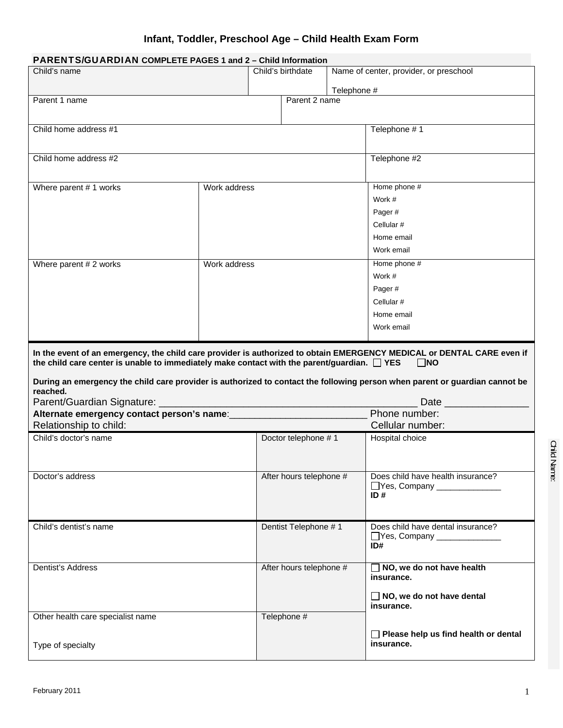# Infant, Toddler, Preschool Age – Child Health Exam Form

**PARENTS/GUARDIAN COMPLETE PAGES 1 and 2 – Child Information**

| Child's name | Child's birthdate | Name of center, provider, or preschool<br><br>Telephone # |
|---|---|---|

| Parent 1 name | Parent 2 name |
|---|---|

| Child home address #1 | Telephone # 1 |
|---|---|
| Child home address #2 | Telephone #2 |

| Where parent # 1 works | Work address | Home phone #<br>Work #<br>Pager #<br>Cellular #<br>Home email<br>Work email |
|---|---|---|
| Where parent # 2 works | Work address | Home phone #<br>Work #<br>Pager #<br>Cellular #<br>Home email<br>Work email |

**In the event of an emergency, the child care provider is authorized to obtain EMERGENCY MEDICAL or DENTAL CARE even if the child care center is unable to immediately make contact with the parent/guardian.** ☐ **YES** ☐**NO**

**During an emergency the child care provider is authorized to contact the following person when parent or guardian cannot be reached.**

Parent/Guardian Signature: ______________________________________________ Date _______________

**Alternate emergency contact person's name**:_________________________ Phone number:

Relationship to child: Cellular number:

| Child's doctor's name | Doctor telephone # 1 | Hospital choice |
|---|---|---|
| Doctor's address | After hours telephone # | Does child have health insurance?<br>☐Yes, Company _____________<br>**ID #** |
| Child's dentist's name | Dentist Telephone # 1 | Does child have dental insurance?<br>☐Yes, Company _____________<br>**ID#** |
| Dentist's Address | After hours telephone # | ☐ **NO, we do not have health insurance.**<br><br>☐ **NO, we do not have dental insurance.** |
| Other health care specialist name<br><br>Type of specialty | Telephone # | ☐ **Please help us find health or dental insurance.** |

Child Name:

February 2011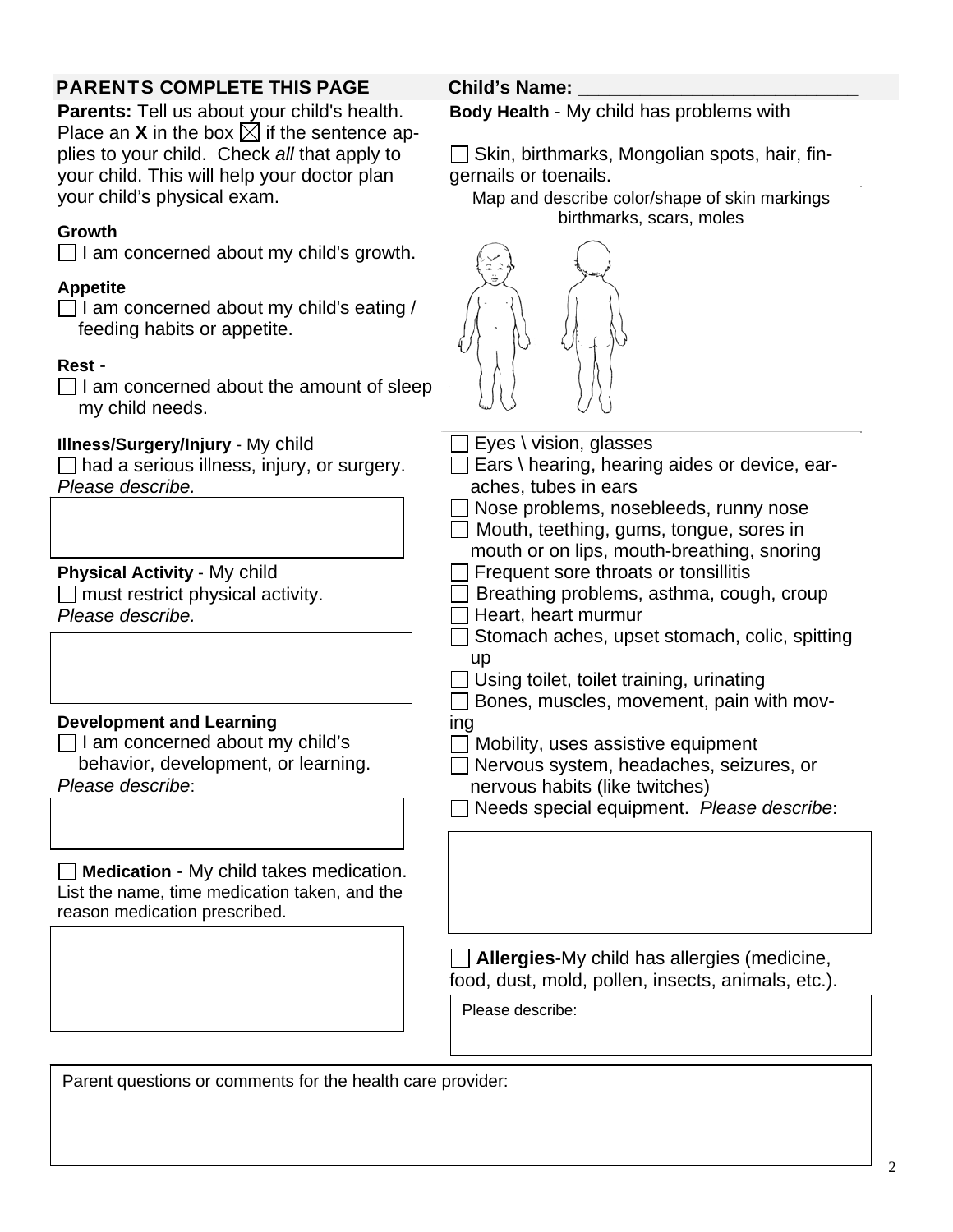## PARENTS COMPLETE THIS PAGE

**Child's Name:** ___________________________

**Parents:** Tell us about your child's health. Place an **X** in the box ☒ if the sentence applies to your child. Check *all* that apply to your child. This will help your doctor plan your child's physical exam.

**Growth**

☐ I am concerned about my child's growth.

**Appetite**

☐ I am concerned about my child's eating / feeding habits or appetite.

**Rest** -

☐ I am concerned about the amount of sleep my child needs.

**Illness/Surgery/Injury** - My child

☐ had a serious illness, injury, or surgery. *Please describe.*

**Physical Activity** - My child

☐ must restrict physical activity. *Please describe.*

**Development and Learning**

☐ I am concerned about my child's behavior, development, or learning. *Please describe*:

☐ **Medication** - My child takes medication. List the name, time medication taken, and the reason medication prescribed.

**Body Health** - My child has problems with

☐ Skin, birthmarks, Mongolian spots, hair, fingernails or toenails.

Map and describe color/shape of skin markings birthmarks, scars, moles

☐ Eyes \ vision, glasses

☐ Ears \ hearing, hearing aides or device, earaches, tubes in ears

☐ Nose problems, nosebleeds, runny nose

☐ Mouth, teething, gums, tongue, sores in mouth or on lips, mouth-breathing, snoring

☐ Frequent sore throats or tonsillitis

☐ Breathing problems, asthma, cough, croup

☐ Heart, heart murmur

☐ Stomach aches, upset stomach, colic, spitting up

☐ Using toilet, toilet training, urinating

☐ Bones, muscles, movement, pain with moving

☐ Mobility, uses assistive equipment

☐ Nervous system, headaches, seizures, or nervous habits (like twitches)

☐ Needs special equipment. *Please describe*:

☐ **Allergies**-My child has allergies (medicine, food, dust, mold, pollen, insects, animals, etc.).

Please describe:

Parent questions or comments for the health care provider: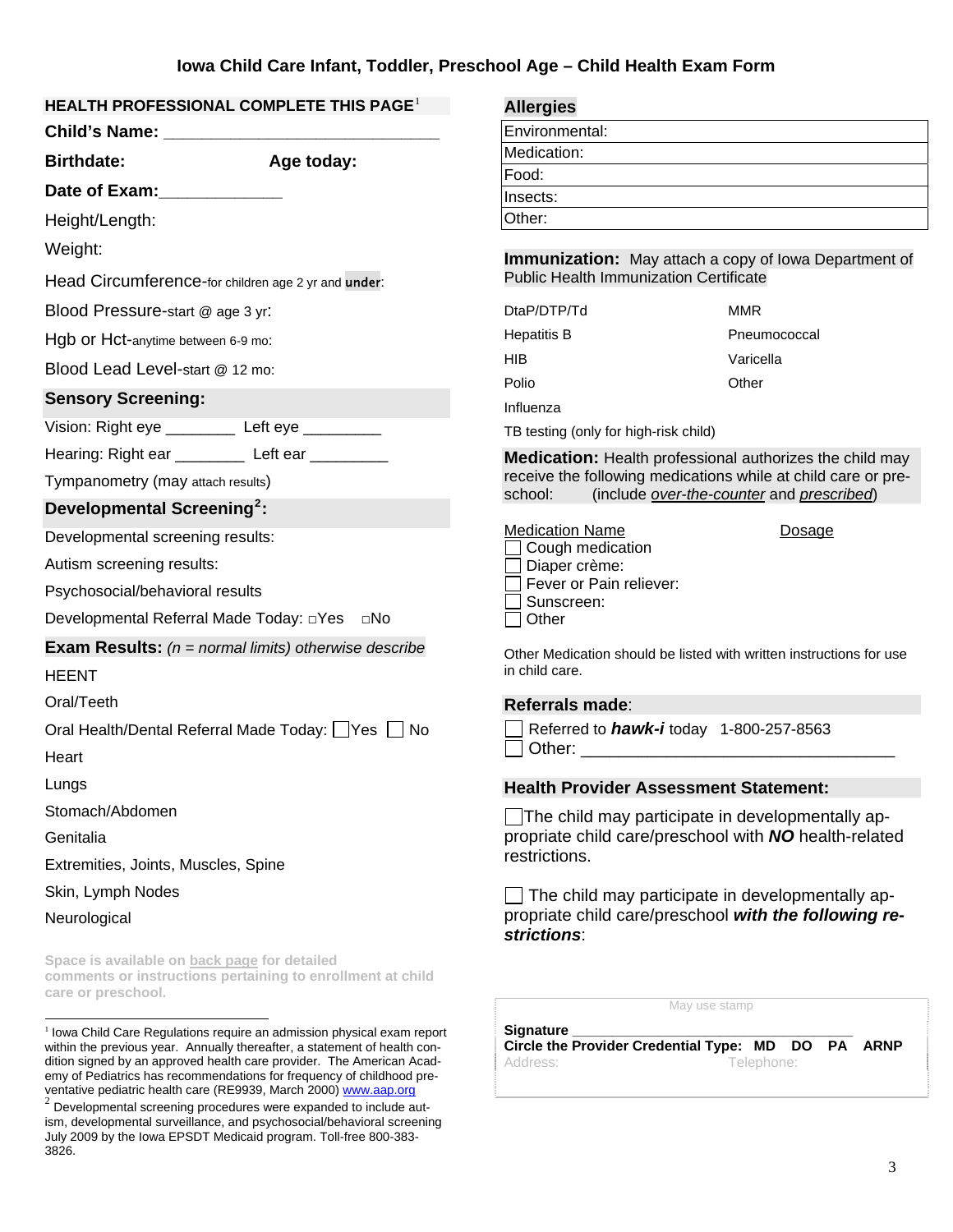# Iowa Child Care Infant, Toddler, Preschool Age – Child Health Exam Form

## HEALTH PROFESSIONAL COMPLETE THIS PAGE[1]

**Child's Name:** ______________________________

**Birthdate:** **Age today:**

**Date of Exam:**_____________

Height/Length:

Weight:

Head Circumference-for children age 2 yr and **under**:

Blood Pressure-start @ age 3 yr:

Hgb or Hct-anytime between 6-9 mo:

Blood Lead Level-start @ 12 mo:

## Sensory Screening:

Vision: Right eye ________ Left eye _________

Hearing: Right ear ________ Left ear _________

Tympanometry (may attach results)

## Developmental Screening[2]:

Developmental screening results:

Autism screening results:

Psychosocial/behavioral results

Developmental Referral Made Today: ☐Yes ☐No

## Exam Results: *(n = normal limits) otherwise describe*

HEENT

Oral/Teeth

Oral Health/Dental Referral Made Today: ☐ Yes ☐ No

Heart

Lungs

Stomach/Abdomen

Genitalia

Extremities, Joints, Muscles, Spine

Skin, Lymph Nodes

Neurological

**Space is available on back page for detailed comments or instructions pertaining to enrollment at child care or preschool.**

## Allergies

| Environmental: |
|---|
| Medication: |
| Food: |
| Insects: |
| Other: |

## Immunization: May attach a copy of Iowa Department of Public Health Immunization Certificate

| | |
|---|---|
| DtaP/DTP/Td | MMR |
| Hepatitis B | Pneumococcal |
| HIB | Varicella |
| Polio | Other |
| Influenza | |

TB testing (only for high-risk child)

## Medication: Health professional authorizes the child may receive the following medications while at child care or pre-school: (include *over-the-counter* and *prescribed*)

| Medication Name | Dosage |
|---|---|
| ☐ Cough medication | |
| ☐ Diaper crème: | |
| ☐ Fever or Pain reliever: | |
| ☐ Sunscreen: | |
| ☐ Other | |

Other Medication should be listed with written instructions for use in child care.

## Referrals made:

☐ Referred to ***hawk-i*** today 1-800-257-8563

☐ Other: _________________________________

## Health Provider Assessment Statement:

☐ The child may participate in developmentally appropriate child care/preschool with ***NO*** health-related restrictions.

☐ The child may participate in developmentally appropriate child care/preschool ***with the following restrictions***:

May use stamp

**Signature** ________________________________

**Circle the Provider Credential Type: MD DO PA ARNP**

Address: Telephone:

---

[1] Iowa Child Care Regulations require an admission physical exam report within the previous year. Annually thereafter, a statement of health condition signed by an approved health care provider. The American Academy of Pediatrics has recommendations for frequency of childhood preventative pediatric health care (RE9939, March 2000) www.aap.org

[2] Developmental screening procedures were expanded to include autism, developmental surveillance, and psychosocial/behavioral screening July 2009 by the Iowa EPSDT Medicaid program. Toll-free 800-383-3826.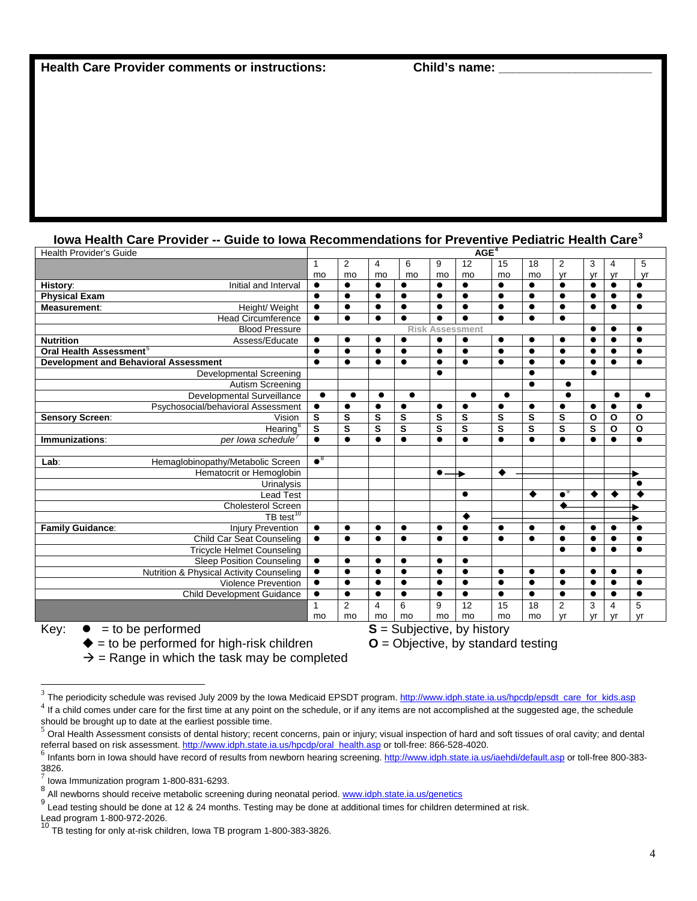**Health Care Provider comments or instructions:** **Child's name:** ______________________

## Iowa Health Care Provider -- Guide to Iowa Recommendations for Preventive Pediatric Health Care[3]

| Health Provider's Guide | | AGE[4] | | | | | | | | | | | |
|---|---|---|---|---|---|---|---|---|---|---|---|---|---|
| | | 1 mo | 2 mo | 4 mo | 6 mo | 9 mo | 12 mo | 15 mo | 18 mo | 2 yr | 3 yr | 4 yr | 5 yr |
| **History**: | Initial and Interval | ● | ● | ● | ● | ● | ● | ● | ● | ● | ● | ● | ● |
| **Physical Exam** | | ● | ● | ● | ● | ● | ● | ● | ● | ● | ● | ● | ● |
| **Measurement**: | Height/ Weight | ● | ● | ● | ● | ● | ● | ● | ● | ● | ● | ● | ● |
| | Head Circumference | ● | ● | ● | ● | ● | ● | ● | ● | ● | | | |
| | Blood Pressure | Risk Assessment | | | | | | | | | ● | ● | ● |
| **Nutrition** | Assess/Educate | ● | ● | ● | ● | ● | ● | ● | ● | ● | ● | ● | ● |
| **Oral Health Assessment**[5] | | ● | ● | ● | ● | ● | ● | ● | ● | ● | ● | ● | ● |
| **Development and Behavioral Assessment** | | ● | ● | ● | ● | ● | ● | ● | ● | ● | ● | ● | ● |
| | Developmental Screening | | | | | ● | | | ● | | ● | | |
| | Autism Screening | | | | | | | | ● | ● | | | |
| | Developmental Surveillance | ● | ● | ● | ● | | ● | ● | | ● | | ● | ● |
| | Psychosocial/behavioral Assessment | ● | ● | ● | ● | ● | ● | ● | ● | ● | ● | ● | ● |
| **Sensory Screen**: | Vision | S | S | S | S | S | S | S | S | S | O | O | O |
| | Hearing[6] | S | S | S | S | S | S | S | S | S | S | O | O |
| **Immunizations**: | *per Iowa schedule*[7] | ● | ● | ● | ● | ● | ● | ● | ● | ● | ● | ● | ● |
| | | | | | | | | | | | | | |
| **Lab**: | Hemaglobinopathy/Metabolic Screen | ●[8] | | | | | | | | | | | |
| | Hematocrit or Hemoglobin | | | | | ● → | → | ◆ → | → | → | → | → | → |
| | Urinalysis | | | | | | | | | | | | ● |
| | Lead Test | | | | | | ● | | ◆ | ●[9] | ◆ | ◆ | ◆ |
| | Cholesterol Screen | | | | | | | | | ◆ → | → | → | → |
| | TB test[10] | | | | | | ◆ → | → | → | → | → | → | → |
| **Family Guidance**: | Injury Prevention | ● | ● | ● | ● | ● | ● | ● | ● | ● | ● | ● | ● |
| | Child Car Seat Counseling | ● | ● | ● | ● | ● | ● | ● | ● | ● | ● | ● | ● |
| | Tricycle Helmet Counseling | | | | | | | | | ● | ● | ● | ● |
| | Sleep Position Counseling | ● | ● | ● | ● | ● | ● | | | | | | |
| | Nutrition & Physical Activity Counseling | ● | ● | ● | ● | ● | ● | ● | ● | ● | ● | ● | ● |
| | Violence Prevention | ● | ● | ● | ● | ● | ● | ● | ● | ● | ● | ● | ● |
| | Child Development Guidance | ● | ● | ● | ● | ● | ● | ● | ● | ● | ● | ● | ● |
| | | 1 mo | 2 mo | 4 mo | 6 mo | 9 mo | 12 mo | 15 mo | 18 mo | 2 yr | 3 yr | 4 yr | 5 yr |

Key: ● = to be performed
◆ = to be performed for high-risk children
→ = Range in which the task may be completed

**S** = Subjective, by history
**O** = Objective, by standard testing

[3] The periodicity schedule was revised July 2009 by the Iowa Medicaid EPSDT program. http://www.idph.state.ia.us/hpcdp/epsdt_care_for_kids.asp

[4] If a child comes under care for the first time at any point on the schedule, or if any items are not accomplished at the suggested age, the schedule should be brought up to date at the earliest possible time.

[5] Oral Health Assessment consists of dental history; recent concerns, pain or injury; visual inspection of hard and soft tissues of oral cavity; and dental referral based on risk assessment. http://www.idph.state.ia.us/hpcdp/oral_health.asp or toll-free: 866-528-4020.

[6] Infants born in Iowa should have record of results from newborn hearing screening. http://www.idph.state.ia.us/iaehdi/default.asp or toll-free 800-383-3826.

[7] Iowa Immunization program 1-800-831-6293.

[8] All newborns should receive metabolic screening during neonatal period. www.idph.state.ia.us/genetics

[9] Lead testing should be done at 12 & 24 months. Testing may be done at additional times for children determined at risk. Lead program 1-800-972-2026.

[10] TB testing for only at-risk children, Iowa TB program 1-800-383-3826.